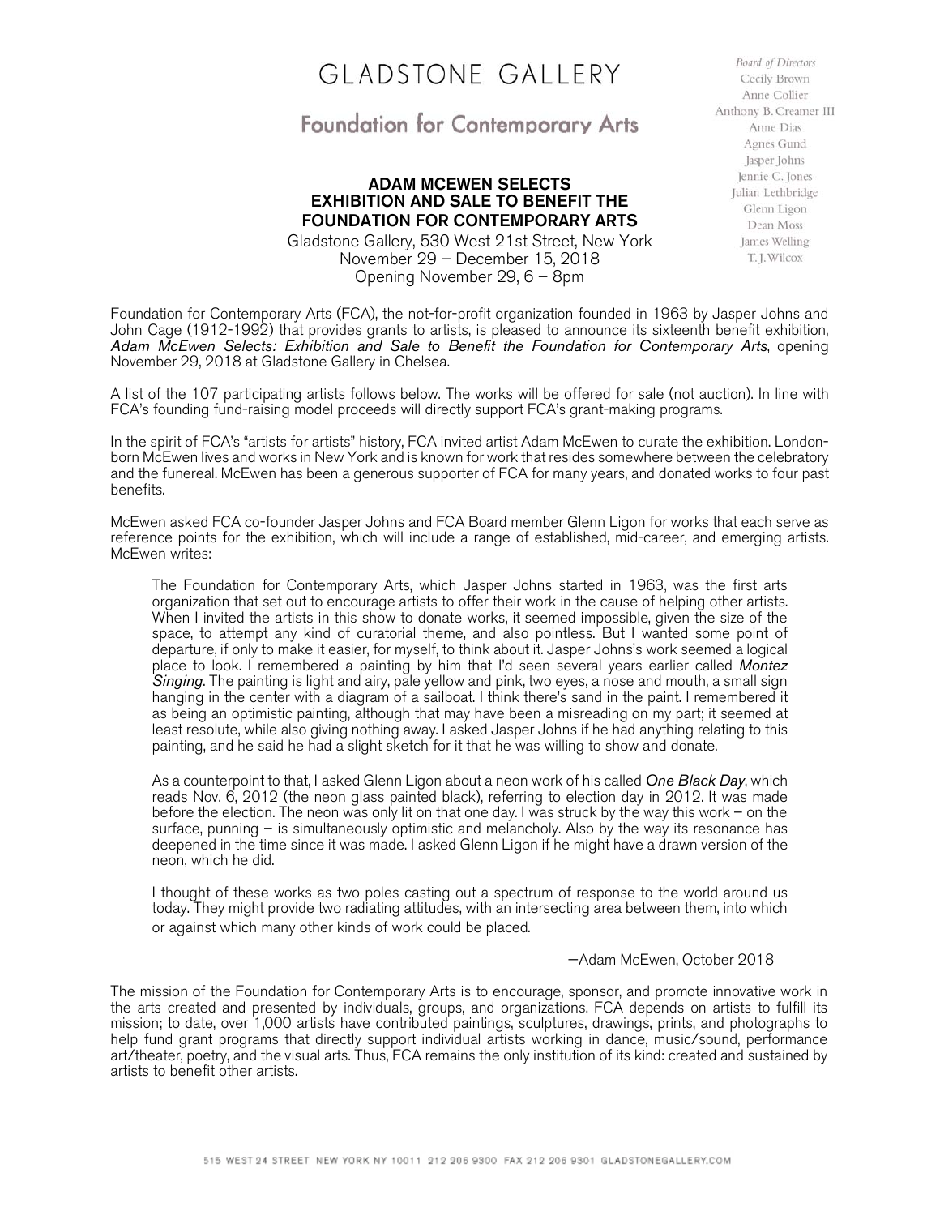# GLADSTONE GALLERY

## Foundation for Contemporary Arts

*Board of Directors*
Cecily Brown
Anne Collier
Anthony B. Creamer III
Anne Dias
Agnes Gund
Jasper Johns
Jennie C. Jones
Julian Lethbridge
Glenn Ligon
Dean Moss
James Welling
T. J. Wilcox

**ADAM MCEWEN SELECTS**
**EXHIBITION AND SALE TO BENEFIT THE**
**FOUNDATION FOR CONTEMPORARY ARTS**

Gladstone Gallery, 530 West 21st Street, New York
November 29 – December 15, 2018
Opening November 29, 6 – 8pm

Foundation for Contemporary Arts (FCA), the not-for-profit organization founded in 1963 by Jasper Johns and John Cage (1912-1992) that provides grants to artists, is pleased to announce its sixteenth benefit exhibition, *Adam McEwen Selects: Exhibition and Sale to Benefit the Foundation for Contemporary Arts*, opening November 29, 2018 at Gladstone Gallery in Chelsea.

A list of the 107 participating artists follows below. The works will be offered for sale (not auction). In line with FCA's founding fund-raising model proceeds will directly support FCA's grant-making programs.

In the spirit of FCA's "artists for artists" history, FCA invited artist Adam McEwen to curate the exhibition. London-born McEwen lives and works in New York and is known for work that resides somewhere between the celebratory and the funereal. McEwen has been a generous supporter of FCA for many years, and donated works to four past benefits.

McEwen asked FCA co-founder Jasper Johns and FCA Board member Glenn Ligon for works that each serve as reference points for the exhibition, which will include a range of established, mid-career, and emerging artists. McEwen writes:

> The Foundation for Contemporary Arts, which Jasper Johns started in 1963, was the first arts organization that set out to encourage artists to offer their work in the cause of helping other artists. When I invited the artists in this show to donate works, it seemed impossible, given the size of the space, to attempt any kind of curatorial theme, and also pointless. But I wanted some point of departure, if only to make it easier, for myself, to think about it. Jasper Johns's work seemed a logical place to look. I remembered a painting by him that I'd seen several years earlier called *Montez Singing*. The painting is light and airy, pale yellow and pink, two eyes, a nose and mouth, a small sign hanging in the center with a diagram of a sailboat. I think there's sand in the paint. I remembered it as being an optimistic painting, although that may have been a misreading on my part; it seemed at least resolute, while also giving nothing away. I asked Jasper Johns if he had anything relating to this painting, and he said he had a slight sketch for it that he was willing to show and donate.
>
> As a counterpoint to that, I asked Glenn Ligon about a neon work of his called *One Black Day*, which reads Nov. 6, 2012 (the neon glass painted black), referring to election day in 2012. It was made before the election. The neon was only lit on that one day. I was struck by the way this work – on the surface, punning – is simultaneously optimistic and melancholy. Also by the way its resonance has deepened in the time since it was made. I asked Glenn Ligon if he might have a drawn version of the neon, which he did.
>
> I thought of these works as two poles casting out a spectrum of response to the world around us today. They might provide two radiating attitudes, with an intersecting area between them, into which or against which many other kinds of work could be placed.
>
> —Adam McEwen, October 2018

The mission of the Foundation for Contemporary Arts is to encourage, sponsor, and promote innovative work in the arts created and presented by individuals, groups, and organizations. FCA depends on artists to fulfill its mission; to date, over 1,000 artists have contributed paintings, sculptures, drawings, prints, and photographs to help fund grant programs that directly support individual artists working in dance, music/sound, performance art/theater, poetry, and the visual arts. Thus, FCA remains the only institution of its kind: created and sustained by artists to benefit other artists.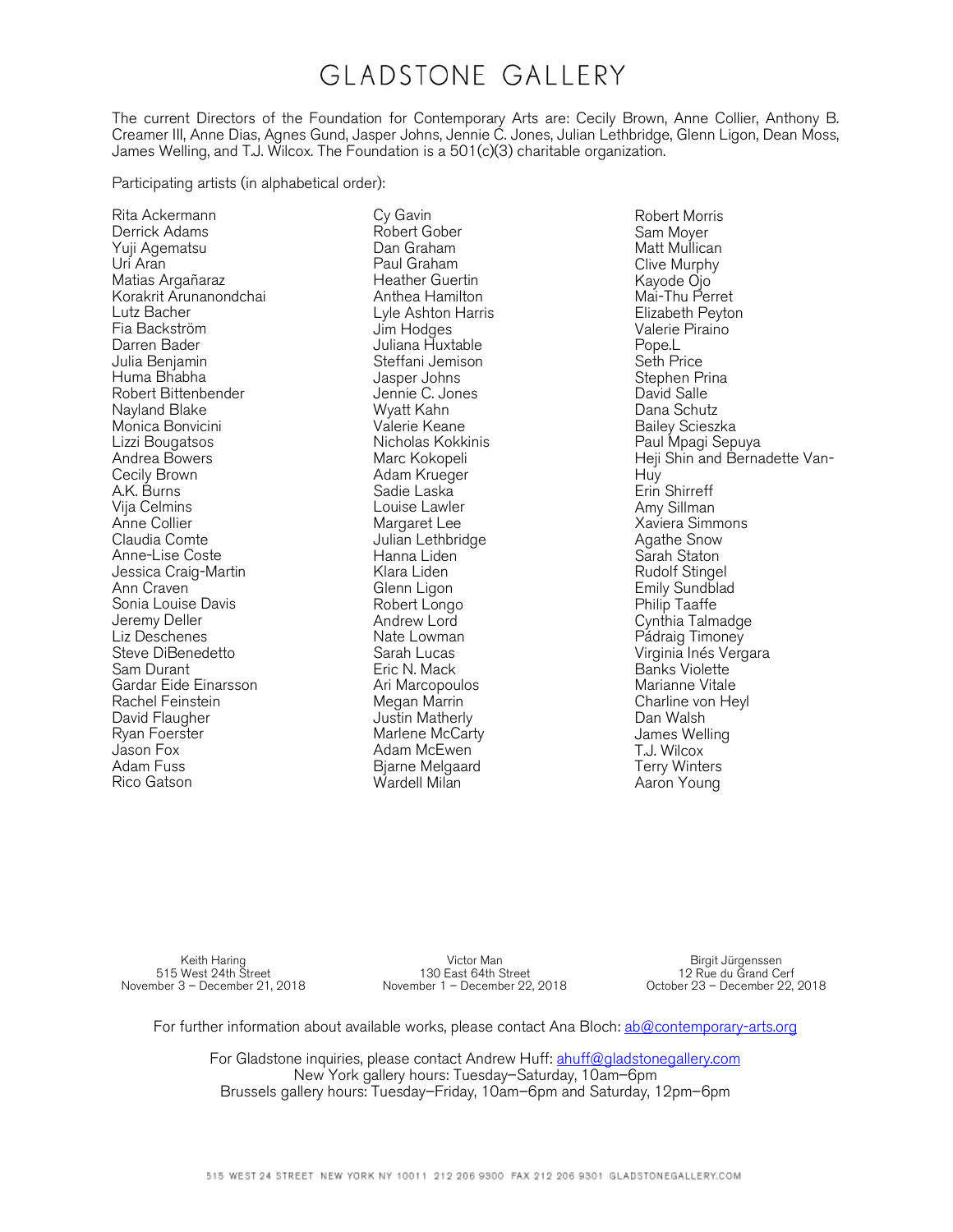# GLADSTONE GALLERY

The current Directors of the Foundation for Contemporary Arts are: Cecily Brown, Anne Collier, Anthony B. Creamer III, Anne Dias, Agnes Gund, Jasper Johns, Jennie C. Jones, Julian Lethbridge, Glenn Ligon, Dean Moss, James Welling, and T.J. Wilcox. The Foundation is a 501(c)(3) charitable organization.

Participating artists (in alphabetical order):

Rita Ackermann
Derrick Adams
Yuji Agematsu
Uri Aran
Matias Argañaraz
Korakrit Arunanondchai
Lutz Bacher
Fia Backström
Darren Bader
Julia Benjamin
Huma Bhabha
Robert Bittenbender
Nayland Blake
Monica Bonvicini
Lizzi Bougatsos
Andrea Bowers
Cecily Brown
A.K. Burns
Vija Celmins
Anne Collier
Claudia Comte
Anne-Lise Coste
Jessica Craig-Martin
Ann Craven
Sonia Louise Davis
Jeremy Deller
Liz Deschenes
Steve DiBenedetto
Sam Durant
Gardar Eide Einarsson
Rachel Feinstein
David Flaugher
Ryan Foerster
Jason Fox
Adam Fuss
Rico Gatson
Cy Gavin
Robert Gober
Dan Graham
Paul Graham
Heather Guertin
Anthea Hamilton
Lyle Ashton Harris
Jim Hodges
Juliana Huxtable
Steffani Jemison
Jasper Johns
Jennie C. Jones
Wyatt Kahn
Valerie Keane
Nicholas Kokkinis
Marc Kokopeli
Adam Krueger
Sadie Laska
Louise Lawler
Margaret Lee
Julian Lethbridge
Hanna Liden
Klara Liden
Glenn Ligon
Robert Longo
Andrew Lord
Nate Lowman
Sarah Lucas
Eric N. Mack
Ari Marcopoulos
Megan Marrin
Justin Matherly
Marlene McCarty
Adam McEwen
Bjarne Melgaard
Wardell Milan
Robert Morris
Sam Moyer
Matt Mullican
Clive Murphy
Kayode Ojo
Mai-Thu Perret
Elizabeth Peyton
Valerie Piraino
Pope.L
Seth Price
Stephen Prina
David Salle
Dana Schutz
Bailey Scieszka
Paul Mpagi Sepuya
Heji Shin and Bernadette Van-Huy
Erin Shirreff
Amy Sillman
Xaviera Simmons
Agathe Snow
Sarah Staton
Rudolf Stingel
Emily Sundblad
Philip Taaffe
Cynthia Talmadge
Pádraig Timoney
Virginia Inés Vergara
Banks Violette
Marianne Vitale
Charline von Heyl
Dan Walsh
James Welling
T.J. Wilcox
Terry Winters
Aaron Young

Keith Haring
515 West 24th Street
November 3 – December 21, 2018

Victor Man
130 East 64th Street
November 1 – December 22, 2018

Birgit Jürgenssen
12 Rue du Grand Cerf
October 23 – December 22, 2018

For further information about available works, please contact Ana Bloch: ab@contemporary-arts.org

For Gladstone inquiries, please contact Andrew Huff: ahuff@gladstonegallery.com
New York gallery hours: Tuesday–Saturday, 10am–6pm
Brussels gallery hours: Tuesday–Friday, 10am–6pm and Saturday, 12pm–6pm